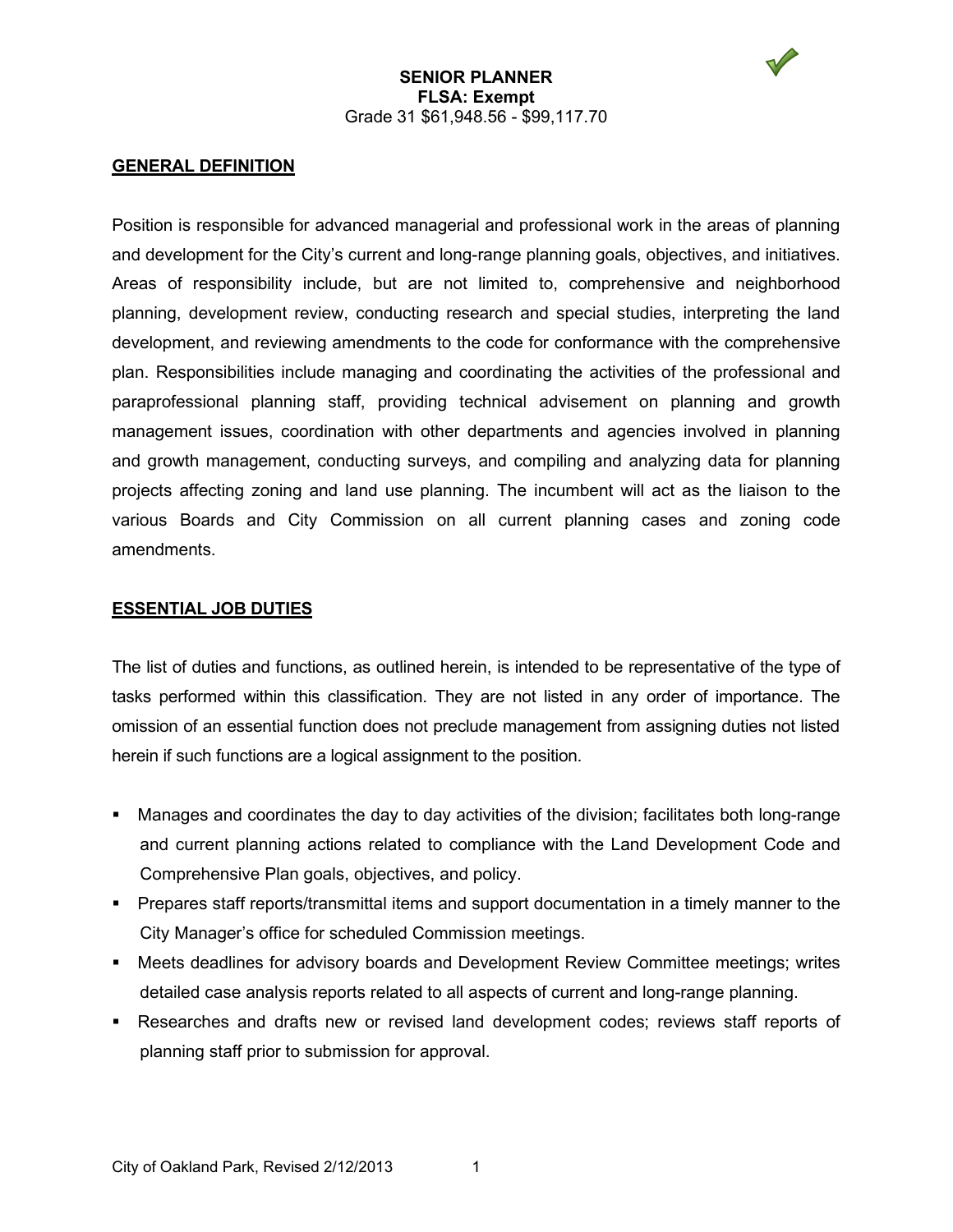# SENIOR PLANNER

**FLSA: Exempt**

Grade 31 $61,948.56 - $99,117.70

## GENERAL DEFINITION

Position is responsible for advanced managerial and professional work in the areas of planning and development for the City's current and long-range planning goals, objectives, and initiatives. Areas of responsibility include, but are not limited to, comprehensive and neighborhood planning, development review, conducting research and special studies, interpreting the land development, and reviewing amendments to the code for conformance with the comprehensive plan. Responsibilities include managing and coordinating the activities of the professional and paraprofessional planning staff, providing technical advisement on planning and growth management issues, coordination with other departments and agencies involved in planning and growth management, conducting surveys, and compiling and analyzing data for planning projects affecting zoning and land use planning. The incumbent will act as the liaison to the various Boards and City Commission on all current planning cases and zoning code amendments.

## ESSENTIAL JOB DUTIES

The list of duties and functions, as outlined herein, is intended to be representative of the type of tasks performed within this classification. They are not listed in any order of importance. The omission of an essential function does not preclude management from assigning duties not listed herein if such functions are a logical assignment to the position.

- Manages and coordinates the day to day activities of the division; facilitates both long-range and current planning actions related to compliance with the Land Development Code and Comprehensive Plan goals, objectives, and policy.
- Prepares staff reports/transmittal items and support documentation in a timely manner to the City Manager's office for scheduled Commission meetings.
- Meets deadlines for advisory boards and Development Review Committee meetings; writes detailed case analysis reports related to all aspects of current and long-range planning.
- Researches and drafts new or revised land development codes; reviews staff reports of planning staff prior to submission for approval.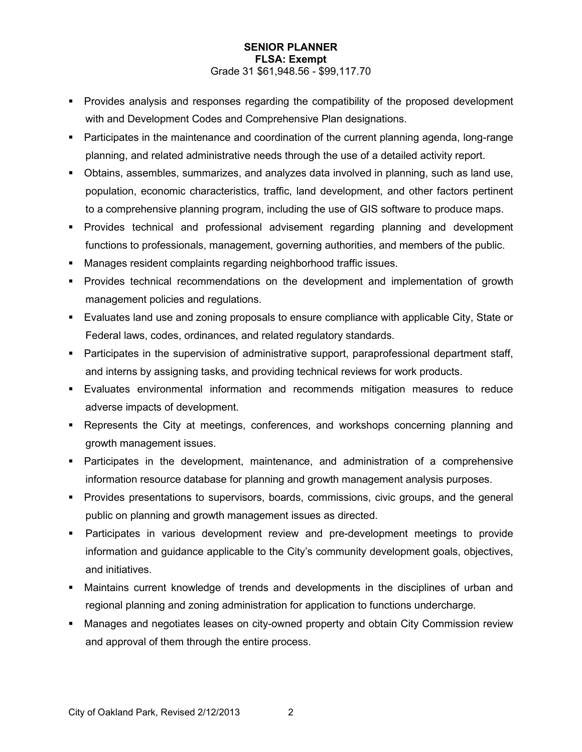**SENIOR PLANNER**
**FLSA: Exempt**
Grade 31 $61,948.56 - $99,117.70

- Provides analysis and responses regarding the compatibility of the proposed development with and Development Codes and Comprehensive Plan designations.
- Participates in the maintenance and coordination of the current planning agenda, long-range planning, and related administrative needs through the use of a detailed activity report.
- Obtains, assembles, summarizes, and analyzes data involved in planning, such as land use, population, economic characteristics, traffic, land development, and other factors pertinent to a comprehensive planning program, including the use of GIS software to produce maps.
- Provides technical and professional advisement regarding planning and development functions to professionals, management, governing authorities, and members of the public.
- Manages resident complaints regarding neighborhood traffic issues.
- Provides technical recommendations on the development and implementation of growth management policies and regulations.
- Evaluates land use and zoning proposals to ensure compliance with applicable City, State or Federal laws, codes, ordinances, and related regulatory standards.
- Participates in the supervision of administrative support, paraprofessional department staff, and interns by assigning tasks, and providing technical reviews for work products.
- Evaluates environmental information and recommends mitigation measures to reduce adverse impacts of development.
- Represents the City at meetings, conferences, and workshops concerning planning and growth management issues.
- Participates in the development, maintenance, and administration of a comprehensive information resource database for planning and growth management analysis purposes.
- Provides presentations to supervisors, boards, commissions, civic groups, and the general public on planning and growth management issues as directed.
- Participates in various development review and pre-development meetings to provide information and guidance applicable to the City's community development goals, objectives, and initiatives.
- Maintains current knowledge of trends and developments in the disciplines of urban and regional planning and zoning administration for application to functions undercharge.
- Manages and negotiates leases on city-owned property and obtain City Commission review and approval of them through the entire process.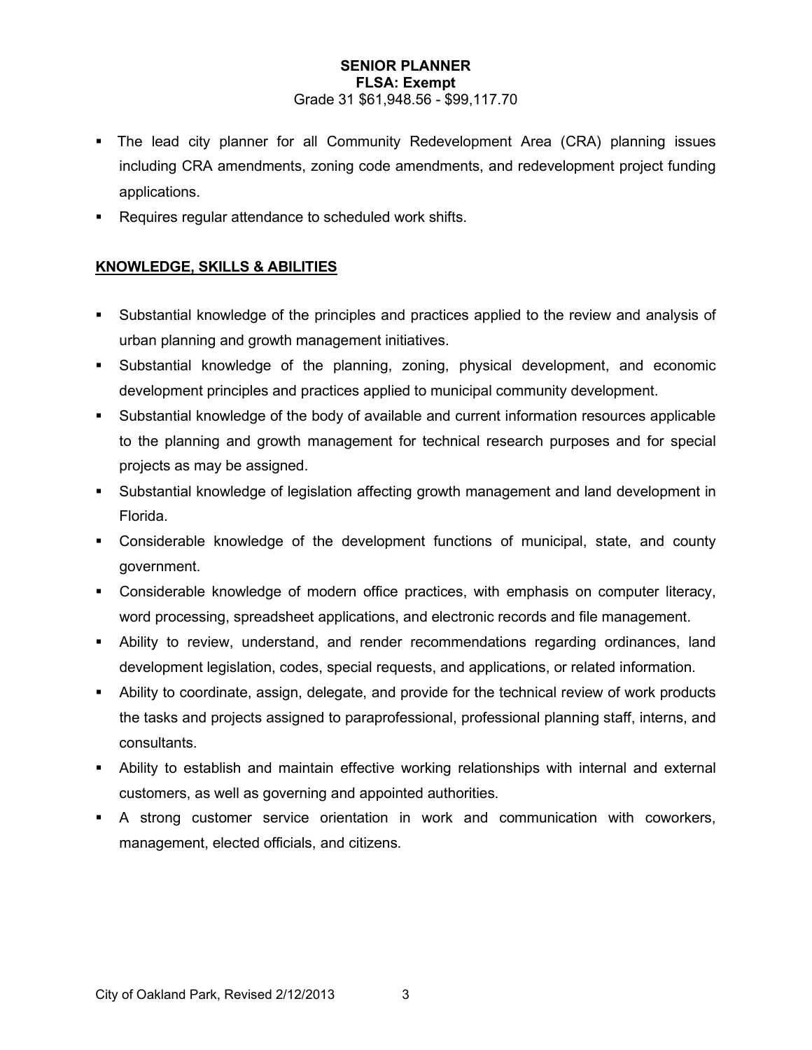**SENIOR PLANNER**
**FLSA: Exempt**
Grade 31 $61,948.56 - $99,117.70

- The lead city planner for all Community Redevelopment Area (CRA) planning issues including CRA amendments, zoning code amendments, and redevelopment project funding applications.
- Requires regular attendance to scheduled work shifts.

## KNOWLEDGE, SKILLS & ABILITIES

- Substantial knowledge of the principles and practices applied to the review and analysis of urban planning and growth management initiatives.
- Substantial knowledge of the planning, zoning, physical development, and economic development principles and practices applied to municipal community development.
- Substantial knowledge of the body of available and current information resources applicable to the planning and growth management for technical research purposes and for special projects as may be assigned.
- Substantial knowledge of legislation affecting growth management and land development in Florida.
- Considerable knowledge of the development functions of municipal, state, and county government.
- Considerable knowledge of modern office practices, with emphasis on computer literacy, word processing, spreadsheet applications, and electronic records and file management.
- Ability to review, understand, and render recommendations regarding ordinances, land development legislation, codes, special requests, and applications, or related information.
- Ability to coordinate, assign, delegate, and provide for the technical review of work products the tasks and projects assigned to paraprofessional, professional planning staff, interns, and consultants.
- Ability to establish and maintain effective working relationships with internal and external customers, as well as governing and appointed authorities.
- A strong customer service orientation in work and communication with coworkers, management, elected officials, and citizens.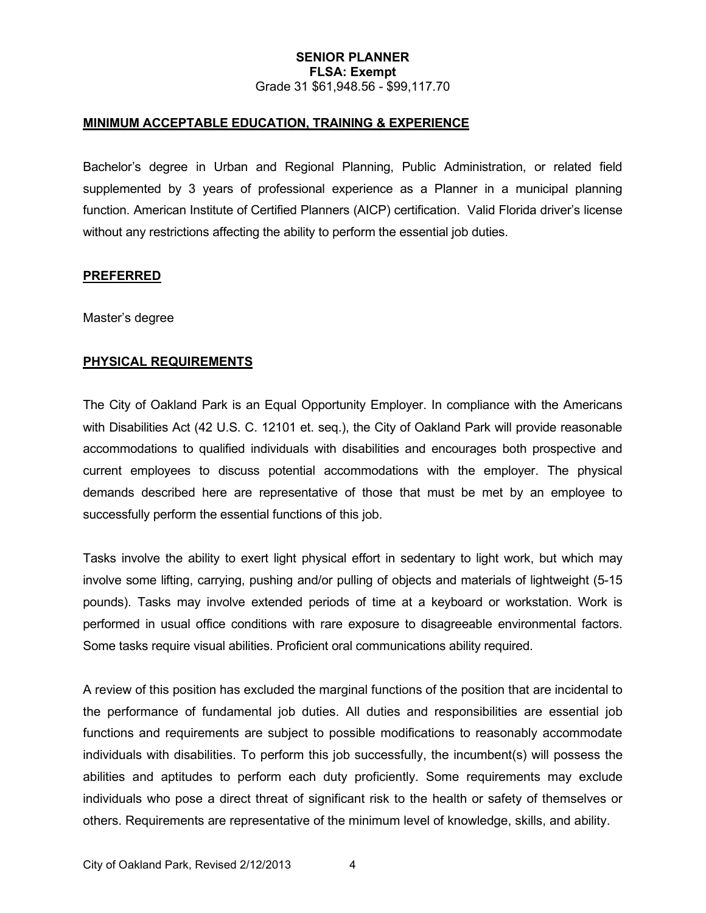**SENIOR PLANNER**
**FLSA: Exempt**
Grade 31 $61,948.56 - $99,117.70

## MINIMUM ACCEPTABLE EDUCATION, TRAINING & EXPERIENCE

Bachelor's degree in Urban and Regional Planning, Public Administration, or related field supplemented by 3 years of professional experience as a Planner in a municipal planning function. American Institute of Certified Planners (AICP) certification. Valid Florida driver's license without any restrictions affecting the ability to perform the essential job duties.

## PREFERRED

Master's degree

## PHYSICAL REQUIREMENTS

The City of Oakland Park is an Equal Opportunity Employer. In compliance with the Americans with Disabilities Act (42 U.S. C. 12101 et. seq.), the City of Oakland Park will provide reasonable accommodations to qualified individuals with disabilities and encourages both prospective and current employees to discuss potential accommodations with the employer. The physical demands described here are representative of those that must be met by an employee to successfully perform the essential functions of this job.

Tasks involve the ability to exert light physical effort in sedentary to light work, but which may involve some lifting, carrying, pushing and/or pulling of objects and materials of lightweight (5-15 pounds). Tasks may involve extended periods of time at a keyboard or workstation. Work is performed in usual office conditions with rare exposure to disagreeable environmental factors. Some tasks require visual abilities. Proficient oral communications ability required.

A review of this position has excluded the marginal functions of the position that are incidental to the performance of fundamental job duties. All duties and responsibilities are essential job functions and requirements are subject to possible modifications to reasonably accommodate individuals with disabilities. To perform this job successfully, the incumbent(s) will possess the abilities and aptitudes to perform each duty proficiently. Some requirements may exclude individuals who pose a direct threat of significant risk to the health or safety of themselves or others. Requirements are representative of the minimum level of knowledge, skills, and ability.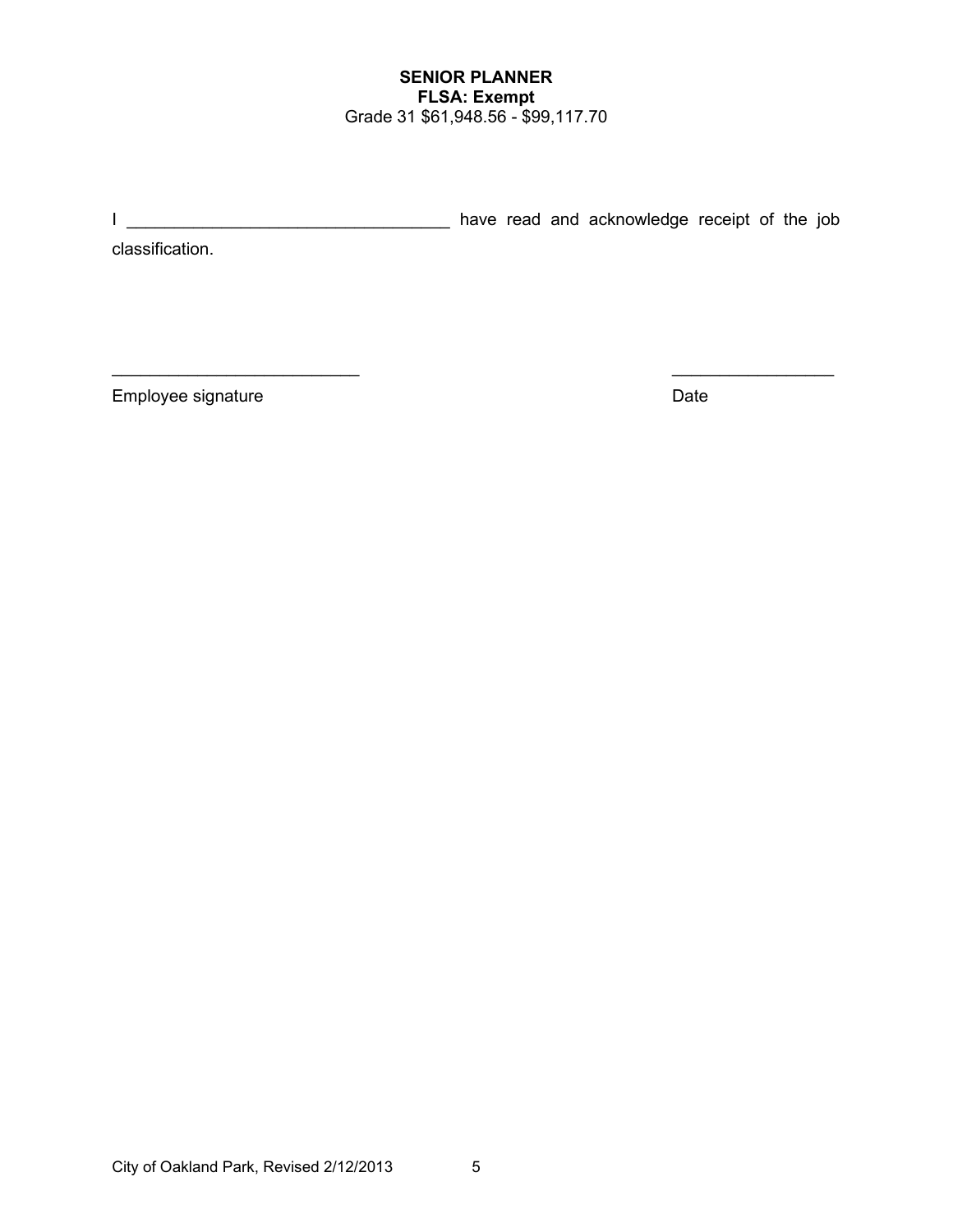**SENIOR PLANNER**
**FLSA: Exempt**
Grade 31 $61,948.56 - $99,117.70

I _________________________________ have read and acknowledge receipt of the job classification.

__________________________ &nbsp;&nbsp;&nbsp;&nbsp;&nbsp;&nbsp;&nbsp;&nbsp;&nbsp;&nbsp;&nbsp;&nbsp;&nbsp;&nbsp;&nbsp;&nbsp;&nbsp;&nbsp;&nbsp;&nbsp; _________________

Employee signature &nbsp;&nbsp;&nbsp;&nbsp;&nbsp;&nbsp;&nbsp;&nbsp;&nbsp;&nbsp;&nbsp;&nbsp;&nbsp;&nbsp;&nbsp;&nbsp;&nbsp;&nbsp;&nbsp;&nbsp;&nbsp;&nbsp;&nbsp;&nbsp;&nbsp;&nbsp;&nbsp;&nbsp;&nbsp;&nbsp; Date

City of Oakland Park, Revised 2/12/2013